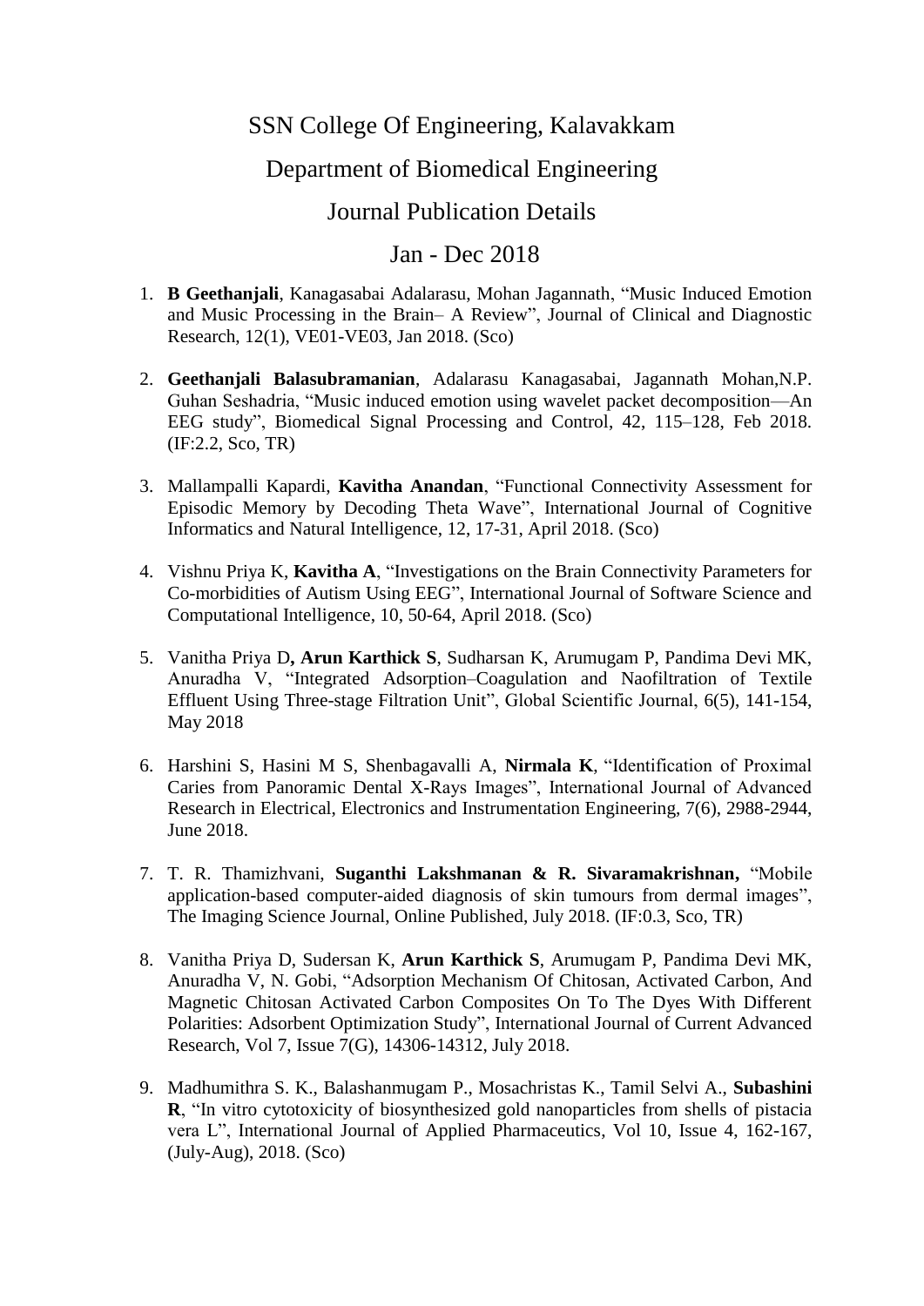# SSN College Of Engineering, Kalavakkam

## Department of Biomedical Engineering

## Journal Publication Details

## Jan - Dec 2018

1. **B Geethanjali**, Kanagasabai Adalarasu, Mohan Jagannath, "Music Induced Emotion and Music Processing in the Brain– A Review", Journal of Clinical and Diagnostic Research, 12(1), VE01-VE03, Jan 2018. (Sco)

2. **Geethanjali Balasubramanian**, Adalarasu Kanagasabai, Jagannath Mohan,N.P. Guhan Seshadria, "Music induced emotion using wavelet packet decomposition—An EEG study", Biomedical Signal Processing and Control, 42, 115–128, Feb 2018. (IF:2.2, Sco, TR)

3. Mallampalli Kapardi, **Kavitha Anandan**, "Functional Connectivity Assessment for Episodic Memory by Decoding Theta Wave", International Journal of Cognitive Informatics and Natural Intelligence, 12, 17-31, April 2018. (Sco)

4. Vishnu Priya K, **Kavitha A**, "Investigations on the Brain Connectivity Parameters for Co-morbidities of Autism Using EEG", International Journal of Software Science and Computational Intelligence, 10, 50-64, April 2018. (Sco)

5. Vanitha Priya D**, Arun Karthick S**, Sudharsan K, Arumugam P, Pandima Devi MK, Anuradha V, "Integrated Adsorption–Coagulation and Naofiltration of Textile Effluent Using Three-stage Filtration Unit", Global Scientific Journal, 6(5), 141-154, May 2018

6. Harshini S, Hasini M S, Shenbagavalli A, **Nirmala K**, "Identification of Proximal Caries from Panoramic Dental X-Rays Images", International Journal of Advanced Research in Electrical, Electronics and Instrumentation Engineering, 7(6), 2988-2944, June 2018.

7. T. R. Thamizhvani, **Suganthi Lakshmanan & R. Sivaramakrishnan,** "Mobile application-based computer-aided diagnosis of skin tumours from dermal images", The Imaging Science Journal, Online Published, July 2018. (IF:0.3, Sco, TR)

8. Vanitha Priya D, Sudersan K, **Arun Karthick S**, Arumugam P, Pandima Devi MK, Anuradha V, N. Gobi, "Adsorption Mechanism Of Chitosan, Activated Carbon, And Magnetic Chitosan Activated Carbon Composites On To The Dyes With Different Polarities: Adsorbent Optimization Study", International Journal of Current Advanced Research, Vol 7, Issue 7(G), 14306-14312, July 2018.

9. Madhumithra S. K., Balashanmugam P., Mosachristas K., Tamil Selvi A., **Subashini R**, "In vitro cytotoxicity of biosynthesized gold nanoparticles from shells of pistacia vera L", International Journal of Applied Pharmaceutics, Vol 10, Issue 4, 162-167, (July-Aug), 2018. (Sco)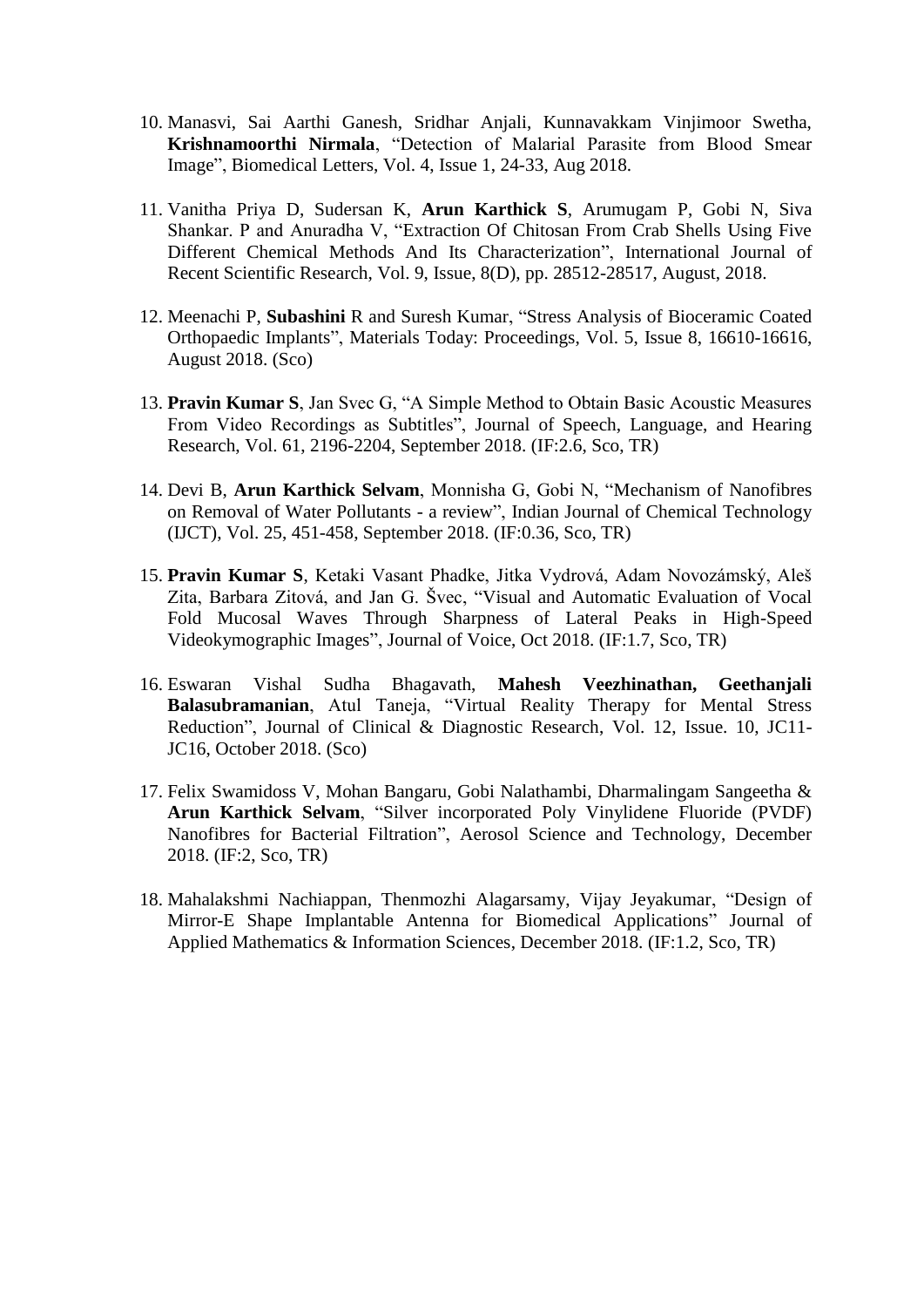10. Manasvi, Sai Aarthi Ganesh, Sridhar Anjali, Kunnavakkam Vinjimoor Swetha, **Krishnamoorthi Nirmala**, "Detection of Malarial Parasite from Blood Smear Image", Biomedical Letters, Vol. 4, Issue 1, 24-33, Aug 2018.

11. Vanitha Priya D, Sudersan K, **Arun Karthick S**, Arumugam P, Gobi N, Siva Shankar. P and Anuradha V, "Extraction Of Chitosan From Crab Shells Using Five Different Chemical Methods And Its Characterization", International Journal of Recent Scientific Research, Vol. 9, Issue, 8(D), pp. 28512-28517, August, 2018.

12. Meenachi P, **Subashini** R and Suresh Kumar, "Stress Analysis of Bioceramic Coated Orthopaedic Implants", Materials Today: Proceedings, Vol. 5, Issue 8, 16610-16616, August 2018. (Sco)

13. **Pravin Kumar S**, Jan Svec G, "A Simple Method to Obtain Basic Acoustic Measures From Video Recordings as Subtitles", Journal of Speech, Language, and Hearing Research, Vol. 61, 2196-2204, September 2018. (IF:2.6, Sco, TR)

14. Devi B, **Arun Karthick Selvam**, Monnisha G, Gobi N, "Mechanism of Nanofibres on Removal of Water Pollutants - a review", Indian Journal of Chemical Technology (IJCT), Vol. 25, 451-458, September 2018. (IF:0.36, Sco, TR)

15. **Pravin Kumar S**, Ketaki Vasant Phadke, Jitka Vydrová, Adam Novozámský, Aleš Zita, Barbara Zitová, and Jan G. Švec, "Visual and Automatic Evaluation of Vocal Fold Mucosal Waves Through Sharpness of Lateral Peaks in High-Speed Videokymographic Images", Journal of Voice, Oct 2018. (IF:1.7, Sco, TR)

16. Eswaran Vishal Sudha Bhagavath, **Mahesh Veezhinathan, Geethanjali Balasubramanian**, Atul Taneja, "Virtual Reality Therapy for Mental Stress Reduction", Journal of Clinical & Diagnostic Research, Vol. 12, Issue. 10, JC11-JC16, October 2018. (Sco)

17. Felix Swamidoss V, Mohan Bangaru, Gobi Nalathambi, Dharmalingam Sangeetha & **Arun Karthick Selvam**, "Silver incorporated Poly Vinylidene Fluoride (PVDF) Nanofibres for Bacterial Filtration", Aerosol Science and Technology, December 2018. (IF:2, Sco, TR)

18. Mahalakshmi Nachiappan, Thenmozhi Alagarsamy, Vijay Jeyakumar, "Design of Mirror-E Shape Implantable Antenna for Biomedical Applications" Journal of Applied Mathematics & Information Sciences, December 2018. (IF:1.2, Sco, TR)